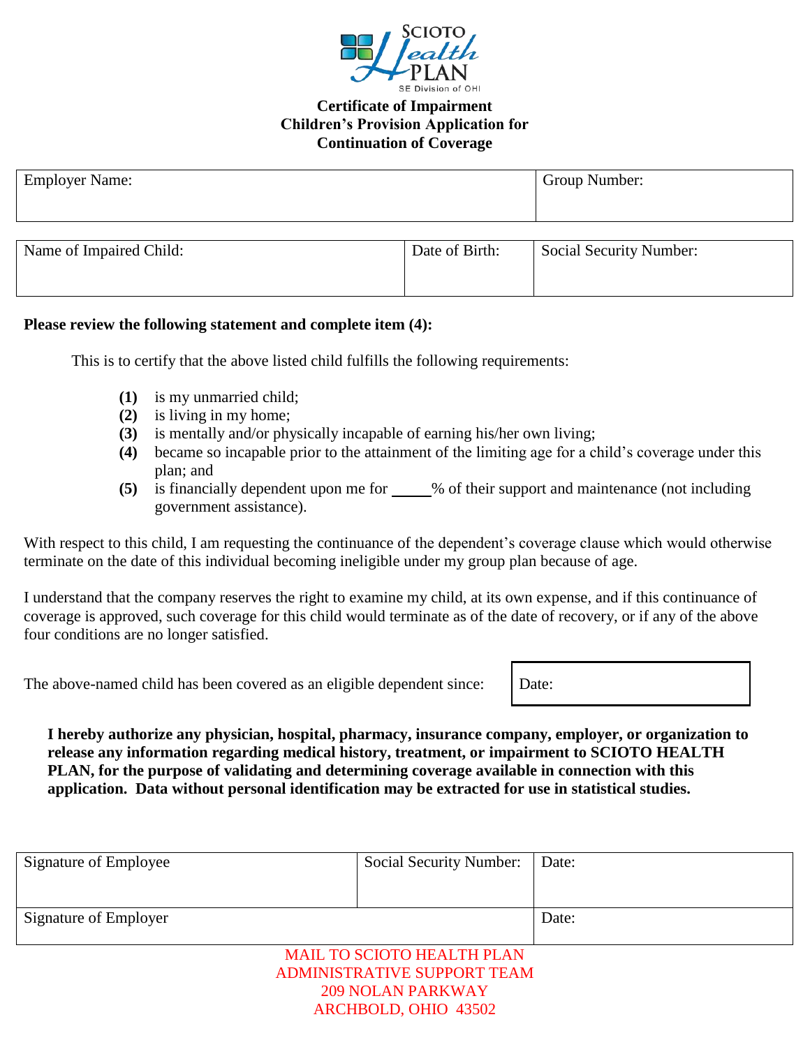# Certificate of Impairment
## Children's Provision Application for Continuation of Coverage

| Employer Name: | Group Number: |
|---|---|
| | |

| Name of Impaired Child: | Date of Birth: | Social Security Number: |
|---|---|---|
| | | |

**Please review the following statement and complete item (4):**

This is to certify that the above listed child fulfills the following requirements:

- **(1)** is my unmarried child;
- **(2)** is living in my home;
- **(3)** is mentally and/or physically incapable of earning his/her own living;
- **(4)** became so incapable prior to the attainment of the limiting age for a child's coverage under this plan; and
- **(5)** is financially dependent upon me for _____% of their support and maintenance (not including government assistance).

With respect to this child, I am requesting the continuance of the dependent's coverage clause which would otherwise terminate on the date of this individual becoming ineligible under my group plan because of age.

I understand that the company reserves the right to examine my child, at its own expense, and if this continuance of coverage is approved, such coverage for this child would terminate as of the date of recovery, or if any of the above four conditions are no longer satisfied.

The above-named child has been covered as an eligible dependent since: Date:

**I hereby authorize any physician, hospital, pharmacy, insurance company, employer, or organization to release any information regarding medical history, treatment, or impairment to SCIOTO HEALTH PLAN, for the purpose of validating and determining coverage available in connection with this application. Data without personal identification may be extracted for use in statistical studies.**

| Signature of Employee | Social Security Number: | Date: |
|---|---|---|
| Signature of Employer | | Date: |

MAIL TO SCIOTO HEALTH PLAN
ADMINISTRATIVE SUPPORT TEAM
209 NOLAN PARKWAY
ARCHBOLD, OHIO 43502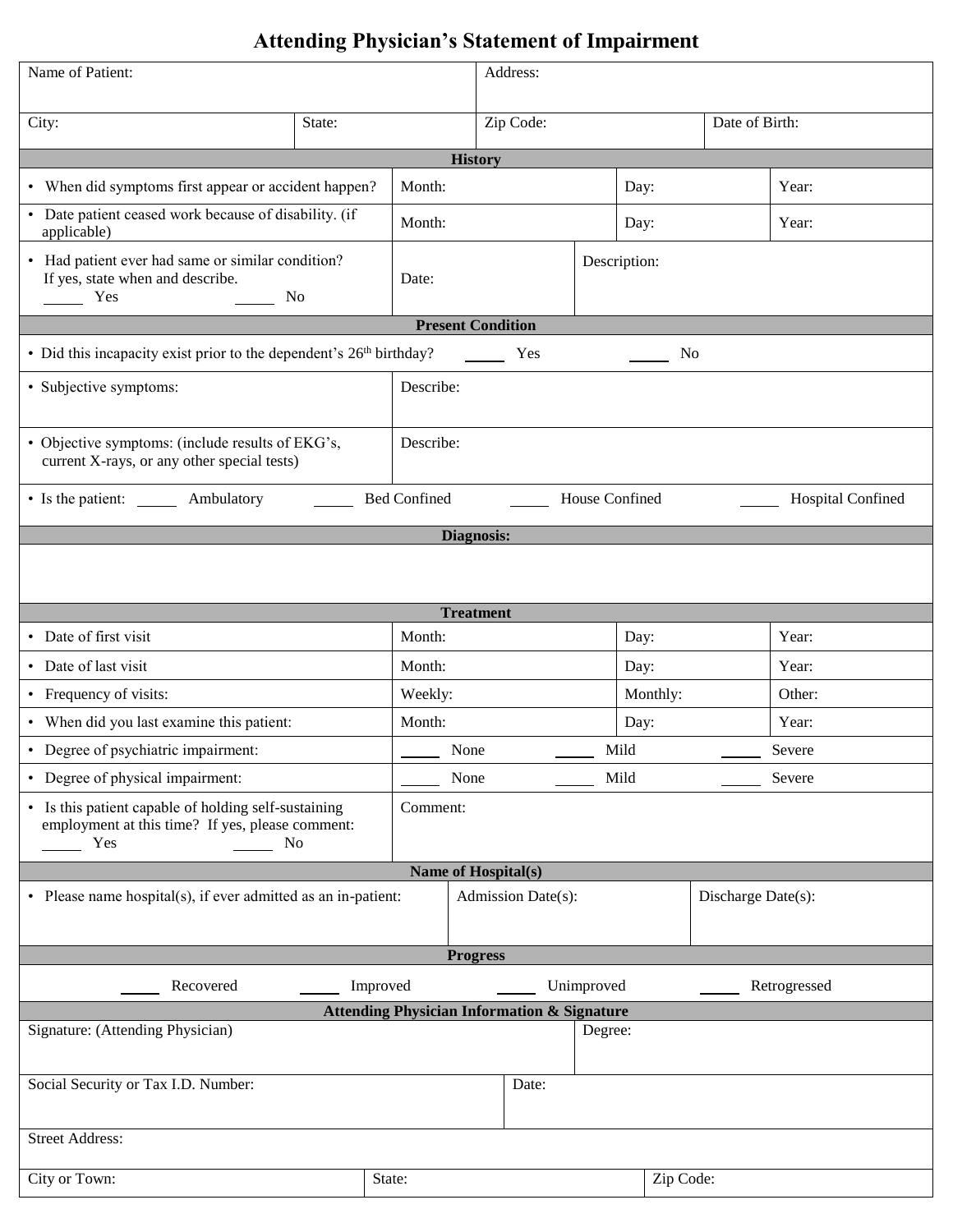# Attending Physician's Statement of Impairment

| Name of Patient: | | Address: | |
|---|---|---|---|
| City: | State: | Zip Code: | Date of Birth: |

**History**

| | | | |
|---|---|---|---|
| • When did symptoms first appear or accident happen? | Month: | Day: | Year: |
| • Date patient ceased work because of disability. (if applicable) | Month: | Day: | Year: |
| • Had patient ever had same or similar condition? If yes, state when and describe. _____ Yes _____ No | Date: | Description: | |

**Present Condition**

• Did this incapacity exist prior to the dependent's 26th birthday? _____ Yes _____ No

| | |
|---|---|
| • Subjective symptoms: | Describe: |
| • Objective symptoms: (include results of EKG's, current X-rays, or any other special tests) | Describe: |

• Is the patient: _____ Ambulatory _____ Bed Confined _____ House Confined _____ Hospital Confined

**Diagnosis:**

**Treatment**

| | | | |
|---|---|---|---|
| • Date of first visit | Month: | Day: | Year: |
| • Date of last visit | Month: | Day: | Year: |
| • Frequency of visits: | Weekly: | Monthly: | Other: |
| • When did you last examine this patient: | Month: | Day: | Year: |
| • Degree of psychiatric impairment: | _____ None | _____ Mild | _____ Severe |
| • Degree of physical impairment: | _____ None | _____ Mild | _____ Severe |
| • Is this patient capable of holding self-sustaining employment at this time? If yes, please comment: _____ Yes _____ No | Comment: | | |

**Name of Hospital(s)**

| • Please name hospital(s), if ever admitted as an in-patient: | Admission Date(s): | Discharge Date(s): |
|---|---|---|

**Progress**

_____ Recovered _____ Improved _____ Unimproved _____ Retrogressed

**Attending Physician Information & Signature**

| Signature: (Attending Physician) | | Degree: |
|---|---|---|
| Social Security or Tax I.D. Number: | | Date: |
| Street Address: | | |
| City or Town: | State: | Zip Code: |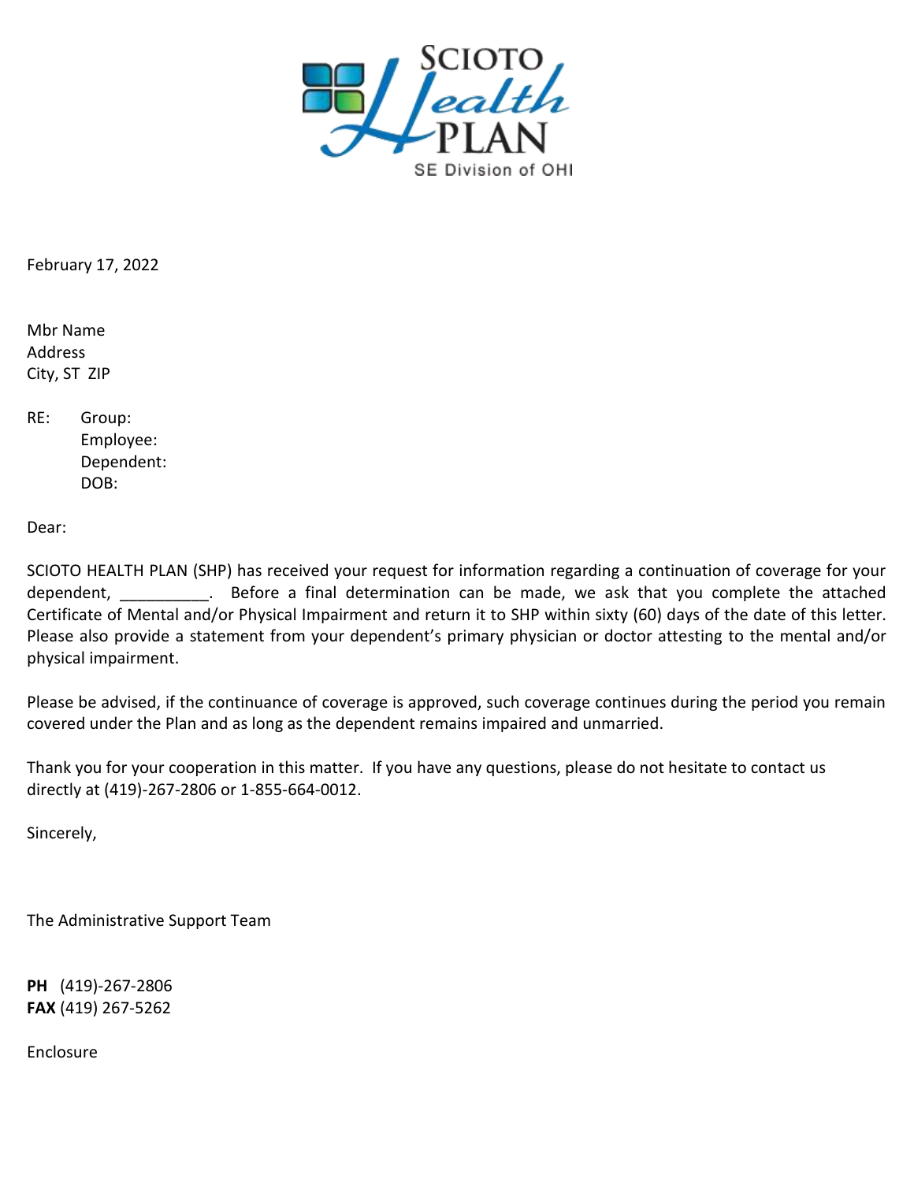SCIOTO Health PLAN

SE Division of OHI

February 17, 2022

Mbr Name
Address
City, ST  ZIP

RE: Group:
Employee:
Dependent:
DOB:

Dear:

SCIOTO HEALTH PLAN (SHP) has received your request for information regarding a continuation of coverage for your dependent, __________. Before a final determination can be made, we ask that you complete the attached Certificate of Mental and/or Physical Impairment and return it to SHP within sixty (60) days of the date of this letter. Please also provide a statement from your dependent's primary physician or doctor attesting to the mental and/or physical impairment.

Please be advised, if the continuance of coverage is approved, such coverage continues during the period you remain covered under the Plan and as long as the dependent remains impaired and unmarried.

Thank you for your cooperation in this matter. If you have any questions, please do not hesitate to contact us directly at (419)-267-2806 or 1-855-664-0012.

Sincerely,

The Administrative Support Team

**PH** (419)-267-2806
**FAX** (419) 267-5262

Enclosure